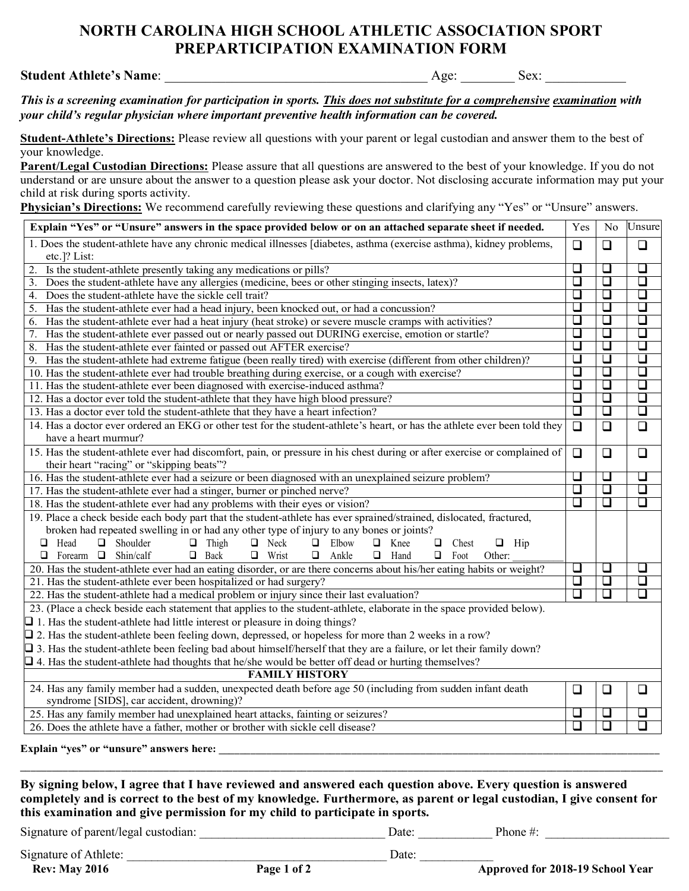# NORTH CAROLINA HIGH SCHOOL ATHLETIC ASSOCIATION SPORT PREPARTICIPATION EXAMINATION FORM

**Student Athlete's Name**: ______________________________________ Age: ________ Sex: ____________

***This is a screening examination for participation in sports. This does not substitute for a comprehensive examination with your child's regular physician where important preventive health information can be covered.***

**Student-Athlete's Directions:** Please review all questions with your parent or legal custodian and answer them to the best of your knowledge.

**Parent/Legal Custodian Directions:** Please assure that all questions are answered to the best of your knowledge. If you do not understand or are unsure about the answer to a question please ask your doctor. Not disclosing accurate information may put your child at risk during sports activity.

**Physician's Directions:** We recommend carefully reviewing these questions and clarifying any "Yes" or "Unsure" answers.

| **Explain "Yes" or "Unsure" answers in the space provided below or on an attached separate sheet if needed.** | Yes | No | Unsure |
|---|---|---|---|
| 1. Does the student-athlete have any chronic medical illnesses [diabetes, asthma (exercise asthma), kidney problems, etc.]? List: | ☐ | ☐ | ☐ |
| 2. Is the student-athlete presently taking any medications or pills? | ☐ | ☐ | ☐ |
| 3. Does the student-athlete have any allergies (medicine, bees or other stinging insects, latex)? | ☐ | ☐ | ☐ |
| 4. Does the student-athlete have the sickle cell trait? | ☐ | ☐ | ☐ |
| 5. Has the student-athlete ever had a head injury, been knocked out, or had a concussion? | ☐ | ☐ | ☐ |
| 6. Has the student-athlete ever had a heat injury (heat stroke) or severe muscle cramps with activities? | ☐ | ☐ | ☐ |
| 7. Has the student-athlete ever passed out or nearly passed out DURING exercise, emotion or startle? | ☐ | ☐ | ☐ |
| 8. Has the student-athlete ever fainted or passed out AFTER exercise? | ☐ | ☐ | ☐ |
| 9. Has the student-athlete had extreme fatigue (been really tired) with exercise (different from other children)? | ☐ | ☐ | ☐ |
| 10. Has the student-athlete ever had trouble breathing during exercise, or a cough with exercise? | ☐ | ☐ | ☐ |
| 11. Has the student-athlete ever been diagnosed with exercise-induced asthma? | ☐ | ☐ | ☐ |
| 12. Has a doctor ever told the student-athlete that they have high blood pressure? | ☐ | ☐ | ☐ |
| 13. Has a doctor ever told the student-athlete that they have a heart infection? | ☐ | ☐ | ☐ |
| 14. Has a doctor ever ordered an EKG or other test for the student-athlete's heart, or has the athlete ever been told they have a heart murmur? | ☐ | ☐ | ☐ |
| 15. Has the student-athlete ever had discomfort, pain, or pressure in his chest during or after exercise or complained of their heart "racing" or "skipping beats"? | ☐ | ☐ | ☐ |
| 16. Has the student-athlete ever had a seizure or been diagnosed with an unexplained seizure problem? | ☐ | ☐ | ☐ |
| 17. Has the student-athlete ever had a stinger, burner or pinched nerve? | ☐ | ☐ | ☐ |
| 18. Has the student-athlete ever had any problems with their eyes or vision? | ☐ | ☐ | ☐ |
| 19. Place a check beside each body part that the student-athlete has ever sprained/strained, dislocated, fractured, broken had repeated swelling in or had any other type of injury to any bones or joints?<br>☐ Head ☐ Shoulder ☐ Thigh ☐ Neck ☐ Elbow ☐ Knee ☐ Chest ☐ Hip<br>☐ Forearm ☐ Shin/calf ☐ Back ☐ Wrist ☐ Ankle ☐ Hand ☐ Foot Other: __________ | | | |
| 20. Has the student-athlete ever had an eating disorder, or are there concerns about his/her eating habits or weight? | ☐ | ☐ | ☐ |
| 21. Has the student-athlete ever been hospitalized or had surgery? | ☐ | ☐ | ☐ |
| 22. Has the student-athlete had a medical problem or injury since their last evaluation? | ☐ | ☐ | ☐ |
| 23. (Place a check beside each statement that applies to the student-athlete, elaborate in the space provided below).<br>☐ 1. Has the student-athlete had little interest or pleasure in doing things?<br>☐ 2. Has the student-athlete been feeling down, depressed, or hopeless for more than 2 weeks in a row?<br>☐ 3. Has the student-athlete been feeling bad about himself/herself that they are a failure, or let their family down?<br>☐ 4. Has the student-athlete had thoughts that he/she would be better off dead or hurting themselves? | | | |
| **FAMILY HISTORY** | | | |
| 24. Has any family member had a sudden, unexpected death before age 50 (including from sudden infant death syndrome [SIDS], car accident, drowning)? | ☐ | ☐ | ☐ |
| 25. Has any family member had unexplained heart attacks, fainting or seizures? | ☐ | ☐ | ☐ |
| 26. Does the athlete have a father, mother or brother with sickle cell disease? | ☐ | ☐ | ☐ |

**Explain "yes" or "unsure" answers here:** ______________________________________________________________________________

______________________________________________________________________________________________________

**By signing below, I agree that I have reviewed and answered each question above. Every question is answered completely and is correct to the best of my knowledge. Furthermore, as parent or legal custodian, I give consent for this examination and give permission for my child to participate in sports.**

Signature of parent/legal custodian: ______________________________ Date: ___________ Phone #: ____________________

Signature of Athlete: __________________________________________ Date: ____________

**Rev: May 2016** **Approved for 2018-19 School Year**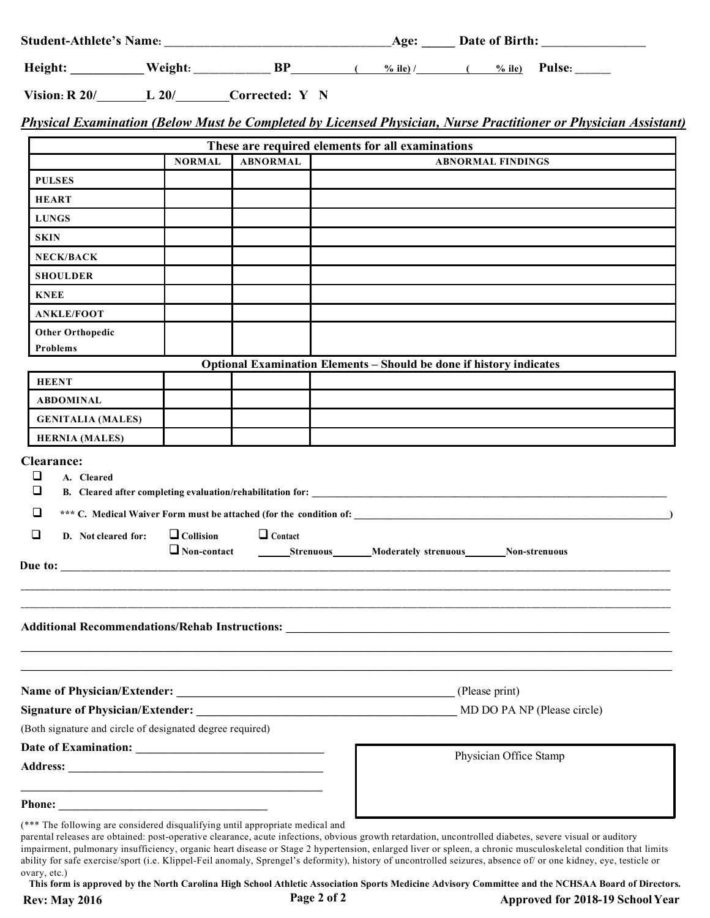**Student-Athlete's Name:** ___________________________________ **Age:** _____ **Date of Birth:** ________________

**Height:** ___________ **Weight:** ____________ **BP** __________ ( % ile) / __________ ( % ile) **Pulse:** ______

**Vision: R 20/** ________ **L 20/** ________ **Corrected: Y N**

***Physical Examination (Below Must be Completed by Licensed Physician, Nurse Practitioner or Physician Assistant)***

| These are required elements for all examinations | | | |
|---|---|---|---|
| | **NORMAL** | **ABNORMAL** | **ABNORMAL FINDINGS** |
| **PULSES** | | | |
| **HEART** | | | |
| **LUNGS** | | | |
| **SKIN** | | | |
| **NECK/BACK** | | | |
| **SHOULDER** | | | |
| **KNEE** | | | |
| **ANKLE/FOOT** | | | |
| **Other Orthopedic Problems** | | | |
| **Optional Examination Elements – Should be done if history indicates** | | | |
| **HEENT** | | | |
| **ABDOMINAL** | | | |
| **GENITALIA (MALES)** | | | |
| **HERNIA (MALES)** | | | |

**Clearance:**

- ❑ **A. Cleared**
- ❑ **B. Cleared after completing evaluation/rehabilitation for:** ___________________________________________
- ❑ **\*\*\* C. Medical Waiver Form must be attached (for the condition of:** ___________________________________________ **)**
- ❑ **D. Not cleared for:** ❑ **Collision** ❑ **Contact** ❑ **Non-contact** ______**Strenuous** ________**Moderately strenuous** ________**Non-strenuous**

**Due to:** ___________________________________________________________________________

___________________________________________________________________________

___________________________________________________________________________

**Additional Recommendations/Rehab Instructions:** ___________________________________________

___________________________________________________________________________

___________________________________________________________________________

**Name of Physician/Extender:** ___________________________________________ (Please print)

**Signature of Physician/Extender:** ___________________________________________ MD DO PA NP (Please circle)

(Both signature and circle of designated degree required)

**Date of Examination:** ______________________________

**Address:** ___________________________________________

___________________________________________

**Phone:** ___________________________________

Physician Office Stamp

(\*\*\* The following are considered disqualifying until appropriate medical and parental releases are obtained: post-operative clearance, acute infections, obvious growth retardation, uncontrolled diabetes, severe visual or auditory impairment, pulmonary insufficiency, organic heart disease or Stage 2 hypertension, enlarged liver or spleen, a chronic musculoskeletal condition that limits ability for safe exercise/sport (i.e. Klippel-Feil anomaly, Sprengel's deformity), history of uncontrolled seizures, absence of/ or one kidney, eye, testicle or ovary, etc.)

**This form is approved by the North Carolina High School Athletic Association Sports Medicine Advisory Committee and the NCHSAA Board of Directors.**

**Rev: May 2016** **Approved for 2018-19 School Year**